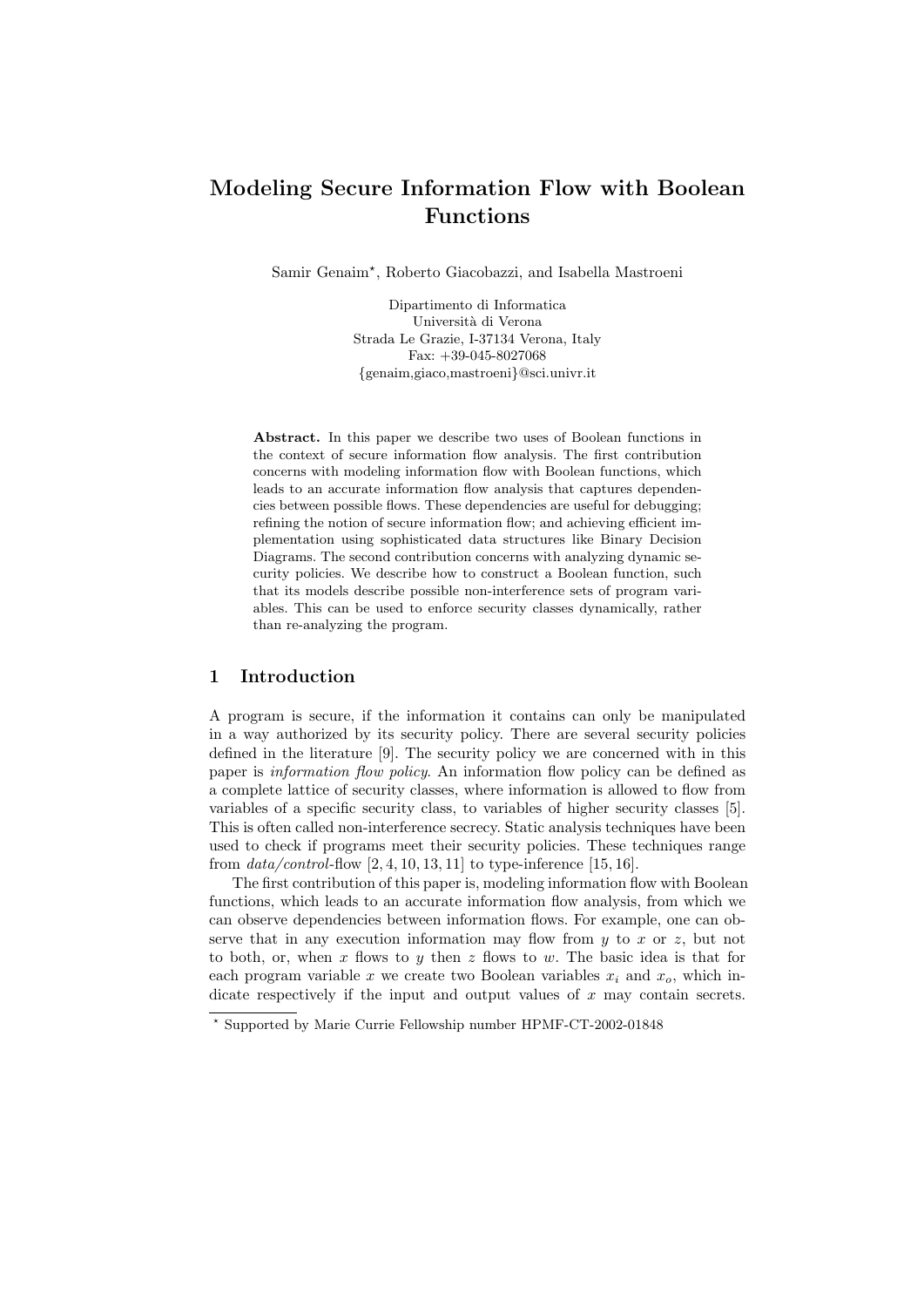# Modeling Secure Information Flow with Boolean Functions

Samir Genaim*, Roberto Giacobazzi, and Isabella Mastroeni

Dipartimento di Informatica
Università di Verona
Strada Le Grazie, I-37134 Verona, Italy
Fax: +39-045-8027068
{genaim,giaco,mastroeni}@sci.univr.it

**Abstract.** In this paper we describe two uses of Boolean functions in the context of secure information flow analysis. The first contribution concerns with modeling information flow with Boolean functions, which leads to an accurate information flow analysis that captures dependencies between possible flows. These dependencies are useful for debugging; refining the notion of secure information flow; and achieving efficient implementation using sophisticated data structures like Binary Decision Diagrams. The second contribution concerns with analyzing dynamic security policies. We describe how to construct a Boolean function, such that its models describe possible non-interference sets of program variables. This can be used to enforce security classes dynamically, rather than re-analyzing the program.

## 1 Introduction

A program is secure, if the information it contains can only be manipulated in a way authorized by its security policy. There are several security policies defined in the literature [9]. The security policy we are concerned with in this paper is *information flow policy*. An information flow policy can be defined as a complete lattice of security classes, where information is allowed to flow from variables of a specific security class, to variables of higher security classes [5]. This is often called non-interference secrecy. Static analysis techniques have been used to check if programs meet their security policies. These techniques range from *data/control*-flow [2, 4, 10, 13, 11] to type-inference [15, 16].

The first contribution of this paper is, modeling information flow with Boolean functions, which leads to an accurate information flow analysis, from which we can observe dependencies between information flows. For example, one can observe that in any execution information may flow from $y$ to $x$ or $z$, but not to both, or, when $x$ flows to $y$ then $z$ flows to $w$. The basic idea is that for each program variable $x$ we create two Boolean variables $x_i$ and $x_o$, which indicate respectively if the input and output values of $x$ may contain secrets.

* Supported by Marie Currie Fellowship number HPMF-CT-2002-01848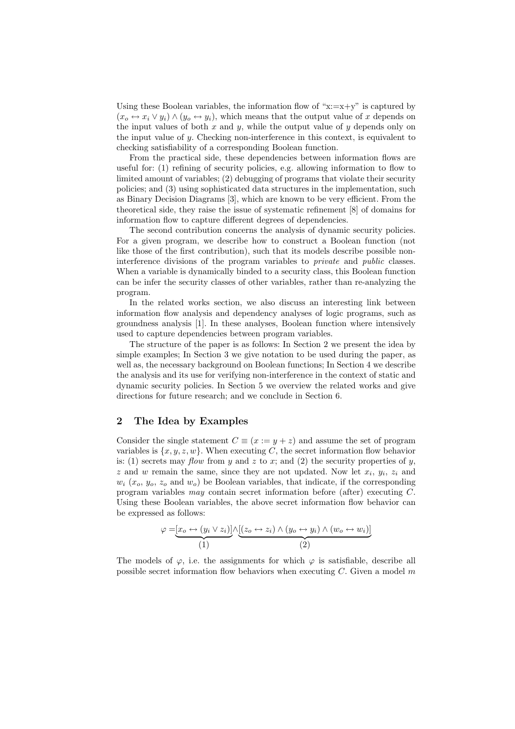Using these Boolean variables, the information flow of "x:=x+y" is captured by $(x_o \leftrightarrow x_i \vee y_i) \wedge (y_o \leftrightarrow y_i)$, which means that the output value of $x$ depends on the input values of both $x$ and $y$, while the output value of $y$ depends only on the input value of $y$. Checking non-interference in this context, is equivalent to checking satisfiability of a corresponding Boolean function.

From the practical side, these dependencies between information flows are useful for: (1) refining of security policies, e.g. allowing information to flow to limited amount of variables; (2) debugging of programs that violate their security policies; and (3) using sophisticated data structures in the implementation, such as Binary Decision Diagrams [3], which are known to be very efficient. From the theoretical side, they raise the issue of systematic refinement [8] of domains for information flow to capture different degrees of dependencies.

The second contribution concerns the analysis of dynamic security policies. For a given program, we describe how to construct a Boolean function (not like those of the first contribution), such that its models describe possible non-interference divisions of the program variables to *private* and *public* classes. When a variable is dynamically binded to a security class, this Boolean function can be infer the security classes of other variables, rather than re-analyzing the program.

In the related works section, we also discuss an interesting link between information flow analysis and dependency analyses of logic programs, such as groundness analysis [1]. In these analyses, Boolean function where intensively used to capture dependencies between program variables.

The structure of the paper is as follows: In Section 2 we present the idea by simple examples; In Section 3 we give notation to be used during the paper, as well as, the necessary background on Boolean functions; In Section 4 we describe the analysis and its use for verifying non-interference in the context of static and dynamic security policies. In Section 5 we overview the related works and give directions for future research; and we conclude in Section 6.

## 2 The Idea by Examples

Consider the single statement $C \equiv (x := y + z)$ and assume the set of program variables is $\{x, y, z, w\}$. When executing $C$, the secret information flow behavior is: (1) secrets may *flow* from $y$ and $z$ to $x$; and (2) the security properties of $y$, $z$ and $w$ remain the same, since they are not updated. Now let $x_i$, $y_i$, $z_i$ and $w_i$ ($x_o$, $y_o$, $z_o$ and $w_o$) be Boolean variables, that indicate, if the corresponding program variables *may* contain secret information before (after) executing $C$. Using these Boolean variables, the above secret information flow behavior can be expressed as follows:

$$\varphi = \underbrace{[x_o \leftrightarrow (y_i \vee z_i)]}_{(1)} \wedge \underbrace{[(z_o \leftrightarrow z_i) \wedge (y_o \leftrightarrow y_i) \wedge (w_o \leftrightarrow w_i)]}_{(2)}$$

The models of $\varphi$, i.e. the assignments for which $\varphi$ is satisfiable, describe all possible secret information flow behaviors when executing $C$. Given a model $m$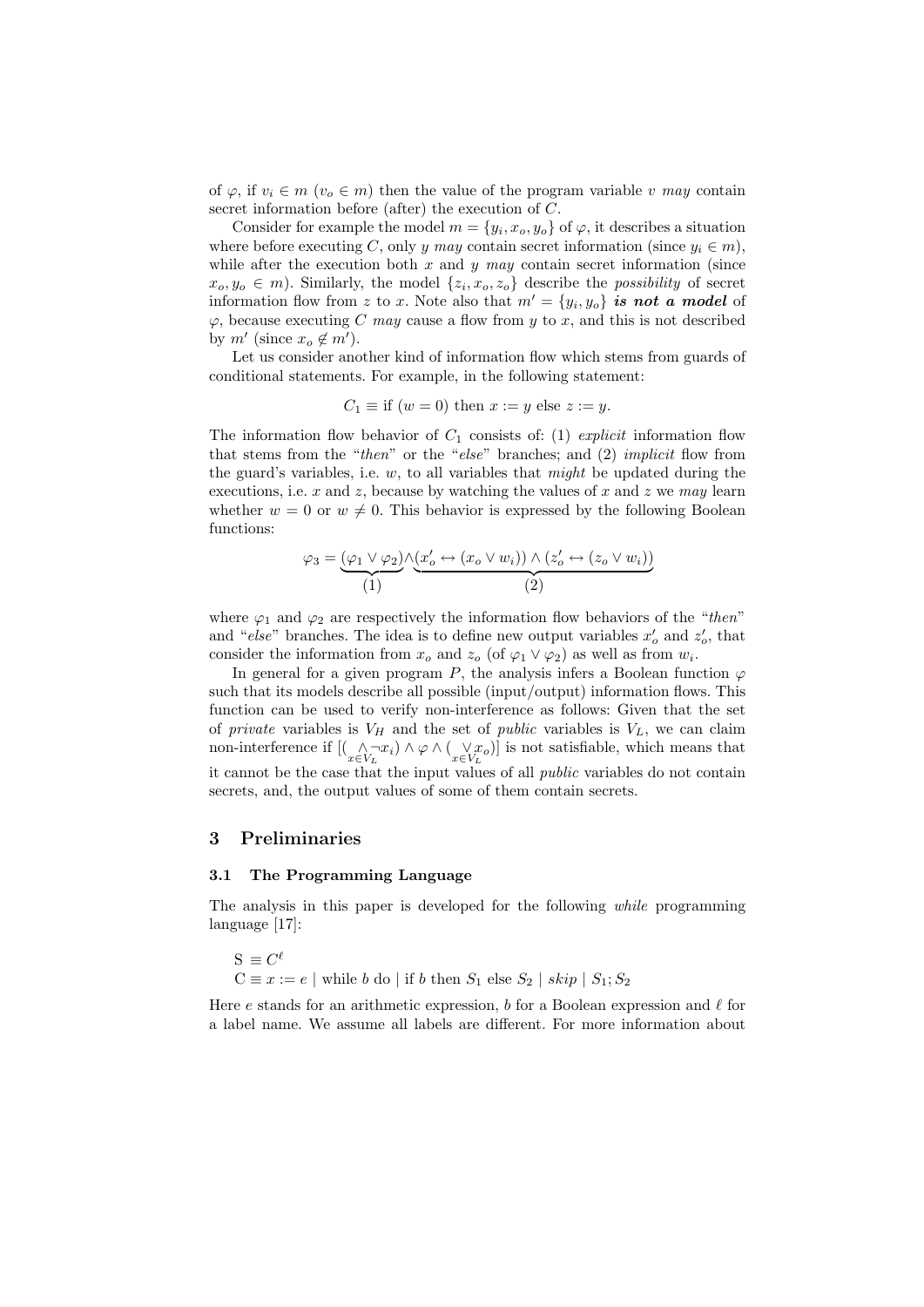of $\varphi$, if $v_i \in m$ ($v_o \in m$) then the value of the program variable $v$ *may* contain secret information before (after) the execution of $C$.

Consider for example the model $m = \{y_i, x_o, y_o\}$ of $\varphi$, it describes a situation where before executing $C$, only $y$ *may* contain secret information (since $y_i \in m$), while after the execution both $x$ and $y$ *may* contain secret information (since $x_o, y_o \in m$). Similarly, the model $\{z_i, x_o, z_o\}$ describe the *possibility* of secret information flow from $z$ to $x$. Note also that $m' = \{y_i, y_o\}$ ***is not a model*** of $\varphi$, because executing $C$ *may* cause a flow from $y$ to $x$, and this is not described by $m'$ (since $x_o \notin m'$).

Let us consider another kind of information flow which stems from guards of conditional statements. For example, in the following statement:

$$C_1 \equiv \text{if } (w = 0) \text{ then } x := y \text{ else } z := y.$$

The information flow behavior of $C_1$ consists of: (1) *explicit* information flow that stems from the "*then*" or the "*else*" branches; and (2) *implicit* flow from the guard's variables, i.e. $w$, to all variables that *might* be updated during the executions, i.e. $x$ and $z$, because by watching the values of $x$ and $z$ we *may* learn whether $w = 0$ or $w \neq 0$. This behavior is expressed by the following Boolean functions:

$$\varphi_3 = \underbrace{(\varphi_1 \vee \varphi_2)}_{(1)} \wedge \underbrace{(x'_o \leftrightarrow (x_o \vee w_i)) \wedge (z'_o \leftrightarrow (z_o \vee w_i))}_{(2)}$$

where $\varphi_1$ and $\varphi_2$ are respectively the information flow behaviors of the "*then*" and "*else*" branches. The idea is to define new output variables $x'_o$ and $z'_o$, that consider the information from $x_o$ and $z_o$ (of $\varphi_1 \vee \varphi_2$) as well as from $w_i$.

In general for a given program $P$, the analysis infers a Boolean function $\varphi$ such that its models describe all possible (input/output) information flows. This function can be used to verify non-interference as follows: Given that the set of *private* variables is $V_H$ and the set of *public* variables is $V_L$, we can claim non-interference if $[(\bigwedge_{x \in V_L} \neg x_i) \wedge \varphi \wedge (\bigvee_{x \in V_L} x_o)]$ is not satisfiable, which means that it cannot be the case that the input values of all *public* variables do not contain secrets, and, the output values of some of them contain secrets.

## 3 Preliminaries

### 3.1 The Programming Language

The analysis in this paper is developed for the following *while* programming language [17]:

$\text{S} \equiv C^{\ell}$

$\text{C} \equiv x := e \mid \text{while } b \text{ do} \mid \text{if } b \text{ then } S_1 \text{ else } S_2 \mid skip \mid S_1; S_2$

Here $e$ stands for an arithmetic expression, $b$ for a Boolean expression and $\ell$ for a label name. We assume all labels are different. For more information about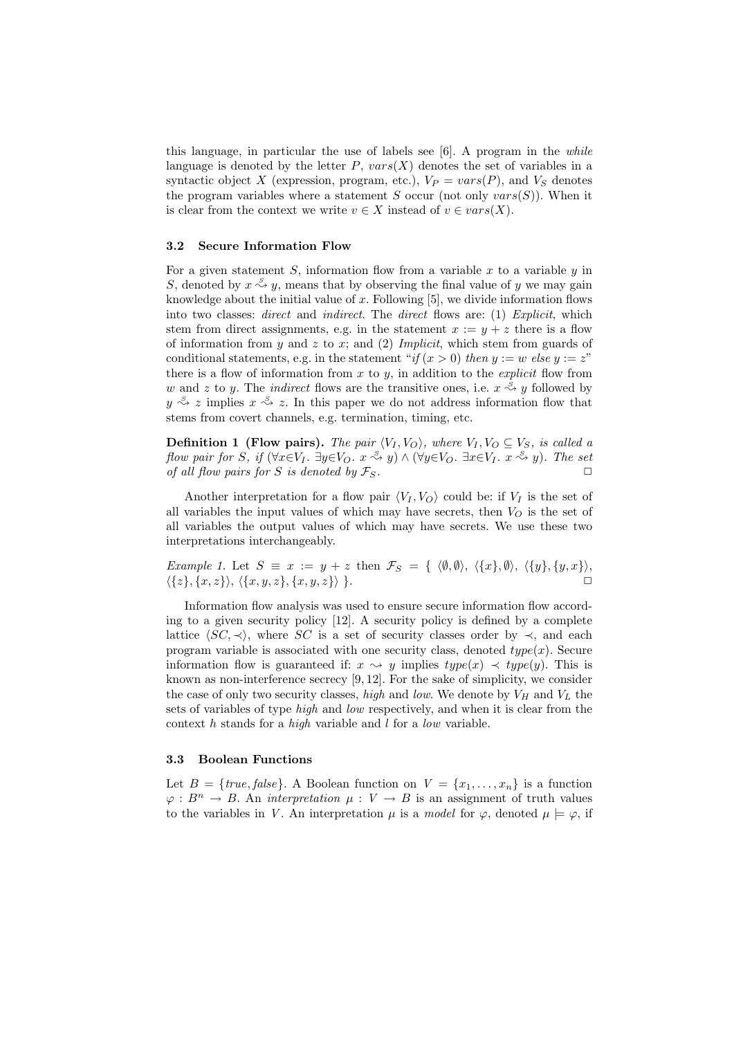this language, in particular the use of labels see [6]. A program in the *while* language is denoted by the letter $P$, $vars(X)$ denotes the set of variables in a syntactic object $X$ (expression, program, etc.), $V_P = vars(P)$, and $V_S$ denotes the program variables where a statement $S$ occur (not only $vars(S)$). When it is clear from the context we write $v \in X$ instead of $v \in vars(X)$.

### 3.2 Secure Information Flow

For a given statement $S$, information flow from a variable $x$ to a variable $y$ in $S$, denoted by $x \overset{S}{\rightsquigarrow} y$, means that by observing the final value of $y$ we may gain knowledge about the initial value of $x$. Following [5], we divide information flows into two classes: *direct* and *indirect*. The *direct* flows are: (1) *Explicit*, which stem from direct assignments, e.g. in the statement $x := y + z$ there is a flow of information from $y$ and $z$ to $x$; and (2) *Implicit*, which stem from guards of conditional statements, e.g. in the statement "*if* $(x > 0)$ *then* $y := w$ *else* $y := z$" there is a flow of information from $x$ to $y$, in addition to the *explicit* flow from $w$ and $z$ to $y$. The *indirect* flows are the transitive ones, i.e. $x \overset{S}{\rightsquigarrow} y$ followed by $y \overset{S}{\rightsquigarrow} z$ implies $x \overset{S}{\rightsquigarrow} z$. In this paper we do not address information flow that stems from covert channels, e.g. termination, timing, etc.

**Definition 1 (Flow pairs).** *The pair $\langle V_I, V_O \rangle$, where $V_I, V_O \subseteq V_S$, is called a flow pair for $S$, if $(\forall x {\in} V_I.\ \exists y {\in} V_O.\ x \overset{S}{\rightsquigarrow} y) \wedge (\forall y {\in} V_O.\ \exists x {\in} V_I.\ x \overset{S}{\rightsquigarrow} y)$. The set of all flow pairs for $S$ is denoted by $\mathcal{F}_S$.* □

Another interpretation for a flow pair $\langle V_I, V_O \rangle$ could be: if $V_I$ is the set of all variables the input values of which may have secrets, then $V_O$ is the set of all variables the output values of which may have secrets. We use these two interpretations interchangeably.

*Example 1.* Let $S \equiv x := y + z$ then $\mathcal{F}_S = \{\ \langle \emptyset, \emptyset \rangle,\ \langle \{x\}, \emptyset \rangle,\ \langle \{y\}, \{y, x\} \rangle,\ \langle \{z\}, \{x, z\} \rangle,\ \langle \{x, y, z\}, \{x, y, z\} \rangle\ \}$. □

Information flow analysis was used to ensure secure information flow according to a given security policy [12]. A security policy is defined by a complete lattice $\langle SC, \prec \rangle$, where $SC$ is a set of security classes order by $\prec$, and each program variable is associated with one security class, denoted $type(x)$. Secure information flow is guaranteed if: $x \rightsquigarrow y$ implies $type(x) \prec type(y)$. This is known as non-interference secrecy [9, 12]. For the sake of simplicity, we consider the case of only two security classes, *high* and *low*. We denote by $V_H$ and $V_L$ the sets of variables of type *high* and *low* respectively, and when it is clear from the context $h$ stands for a *high* variable and $l$ for a *low* variable.

### 3.3 Boolean Functions

Let $B = \{true, false\}$. A Boolean function on $V = \{x_1, \ldots, x_n\}$ is a function $\varphi : B^n \rightarrow B$. An *interpretation* $\mu : V \rightarrow B$ is an assignment of truth values to the variables in $V$. An interpretation $\mu$ is a *model* for $\varphi$, denoted $\mu \models \varphi$, if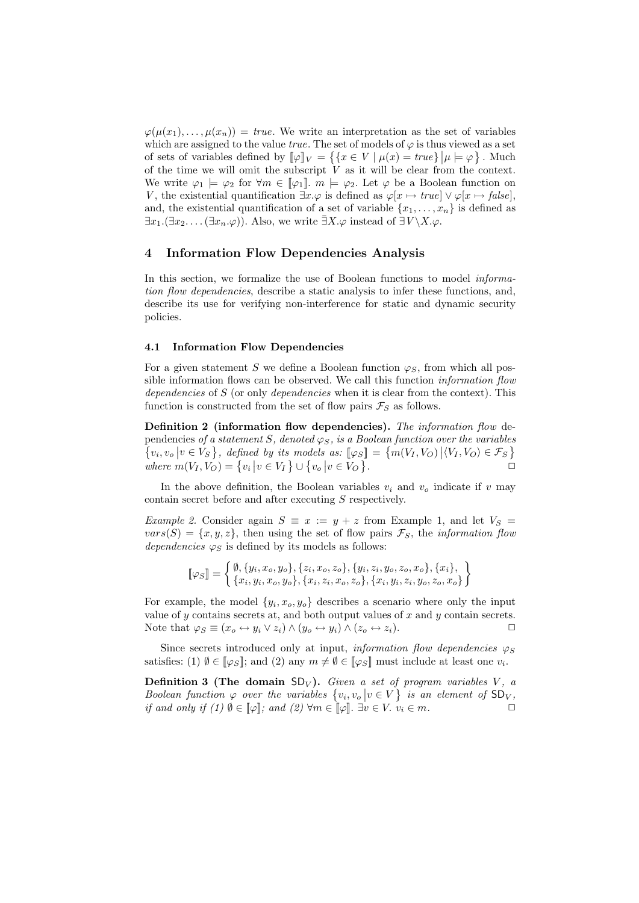$\varphi(\mu(x_1), \ldots, \mu(x_n)) = true$. We write an interpretation as the set of variables which are assigned to the value *true*. The set of models of $\varphi$ is thus viewed as a set of sets of variables defined by $[\![\varphi]\!]_V = \{\{x \in V \mid \mu(x) = true\} \mid \mu \models \varphi\}$. Much of the time we will omit the subscript $V$ as it will be clear from the context. We write $\varphi_1 \models \varphi_2$ for $\forall m \in [\![\varphi_1]\!].\ m \models \varphi_2$. Let $\varphi$ be a Boolean function on $V$, the existential quantification $\exists x.\varphi$ is defined as $\varphi[x \mapsto true] \vee \varphi[x \mapsto false]$, and, the existential quantification of a set of variable $\{x_1, \ldots, x_n\}$ is defined as $\exists x_1.(\exists x_2.\ldots(\exists x_n.\varphi))$. Also, we write $\bar{\exists} X.\varphi$ instead of $\exists V \backslash X.\varphi$.

# 4 Information Flow Dependencies Analysis

In this section, we formalize the use of Boolean functions to model *information flow dependencies*, describe a static analysis to infer these functions, and, describe its use for verifying non-interference for static and dynamic security policies.

## 4.1 Information Flow Dependencies

For a given statement $S$ we define a Boolean function $\varphi_S$, from which all possible information flows can be observed. We call this function *information flow dependencies* of $S$ (or only *dependencies* when it is clear from the context). This function is constructed from the set of flow pairs $\mathcal{F}_S$ as follows.

**Definition 2 (information flow dependencies).** *The information flow* dependencies *of a statement $S$, denoted $\varphi_S$, is a Boolean function over the variables $\{v_i, v_o \mid v \in V_S\}$, defined by its models as: $[\![\varphi_S]\!] = \{m(V_I, V_O) \mid \langle V_I, V_O\rangle \in \mathcal{F}_S\}$ where $m(V_I, V_O) = \{v_i \mid v \in V_I\} \cup \{v_o \mid v \in V_O\}$.* □

In the above definition, the Boolean variables $v_i$ and $v_o$ indicate if $v$ may contain secret before and after executing $S$ respectively.

*Example 2.* Consider again $S \equiv x := y + z$ from Example 1, and let $V_S = vars(S) = \{x, y, z\}$, then using the set of flow pairs $\mathcal{F}_S$, the *information flow dependencies* $\varphi_S$ is defined by its models as follows:

$$[\![\varphi_S]\!] = \left\{ \begin{array}{l} \emptyset, \{y_i, x_o, y_o\}, \{z_i, x_o, z_o\}, \{y_i, z_i, y_o, z_o, x_o\}, \{x_i\}, \\ \{x_i, y_i, x_o, y_o\}, \{x_i, z_i, x_o, z_o\}, \{x_i, y_i, z_i, y_o, z_o, x_o\} \end{array} \right\}$$

For example, the model $\{y_i, x_o, y_o\}$ describes a scenario where only the input value of $y$ contains secrets at, and both output values of $x$ and $y$ contain secrets. Note that $\varphi_S \equiv (x_o \leftrightarrow y_i \vee z_i) \wedge (y_o \leftrightarrow y_i) \wedge (z_o \leftrightarrow z_i)$. □

Since secrets introduced only at input, *information flow dependencies* $\varphi_S$ satisfies: (1) $\emptyset \in [\![\varphi_S]\!]$; and (2) any $m \neq \emptyset \in [\![\varphi_S]\!]$ must include at least one $v_i$.

**Definition 3 (The domain $\mathsf{SD}_V$).** *Given a set of program variables $V$, a Boolean function $\varphi$ over the variables $\{v_i, v_o \mid v \in V\}$ is an element of $\mathsf{SD}_V$, if and only if (1) $\emptyset \in [\![\varphi]\!]$; and (2) $\forall m \in [\![\varphi]\!].\ \exists v \in V.\ v_i \in m$.* □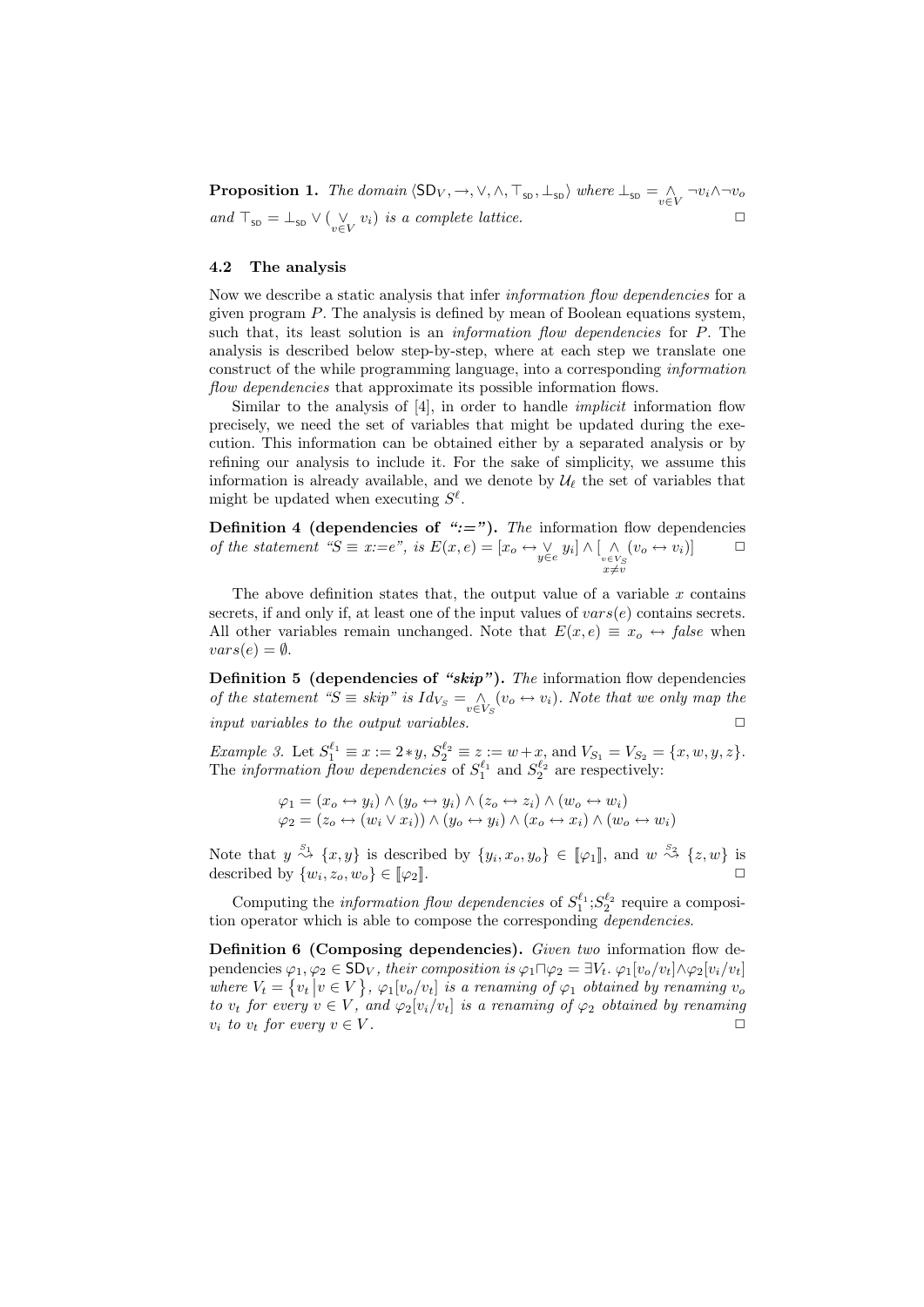**Proposition 1.** *The domain* $\langle \mathsf{SD}_V, \rightarrow, \vee, \wedge, \top_{\mathsf{SD}}, \bot_{\mathsf{SD}} \rangle$ *where* $\bot_{\mathsf{SD}} = \bigwedge_{v \in V} \neg v_i \wedge \neg v_o$ *and* $\top_{\mathsf{SD}} = \bot_{\mathsf{SD}} \vee (\bigvee_{v \in V} v_i)$ *is a complete lattice.* □

### 4.2 The analysis

Now we describe a static analysis that infer *information flow dependencies* for a given program $P$. The analysis is defined by mean of Boolean equations system, such that, its least solution is an *information flow dependencies* for $P$. The analysis is described below step-by-step, where at each step we translate one construct of the while programming language, into a corresponding *information flow dependencies* that approximate its possible information flows.

Similar to the analysis of [4], in order to handle *implicit* information flow precisely, we need the set of variables that might be updated during the execution. This information can be obtained either by a separated analysis or by refining our analysis to include it. For the sake of simplicity, we assume this information is already available, and we denote by $\mathcal{U}_\ell$ the set of variables that might be updated when executing $S^\ell$.

**Definition 4 (dependencies of ":=").** *The* information flow dependencies *of the statement "*$S \equiv x{:=}e$*", is* $E(x,e) = [x_o \leftrightarrow \bigvee_{y \in e} y_i] \wedge [\bigwedge_{\substack{v \in V_S \\ x \neq v}} (v_o \leftrightarrow v_i)]$ □

The above definition states that, the output value of a variable $x$ contains secrets, if and only if, at least one of the input values of $vars(e)$ contains secrets. All other variables remain unchanged. Note that $E(x,e) \equiv x_o \leftrightarrow \mathit{false}$ when $vars(e) = \emptyset$.

**Definition 5 (dependencies of "*skip*").** *The* information flow dependencies *of the statement "*$S \equiv skip$*" is* $Id_{V_S} = \bigwedge_{v \in V_S} (v_o \leftrightarrow v_i)$*. Note that we only map the input variables to the output variables.* □

*Example 3.* Let $S_1^{\ell_1} \equiv x := 2 * y$, $S_2^{\ell_2} \equiv z := w + x$, and $V_{S_1} = V_{S_2} = \{x, w, y, z\}$. The *information flow dependencies* of $S_1^{\ell_1}$ and $S_2^{\ell_2}$ are respectively:

$$\varphi_1 = (x_o \leftrightarrow y_i) \wedge (y_o \leftrightarrow y_i) \wedge (z_o \leftrightarrow z_i) \wedge (w_o \leftrightarrow w_i)$$
$$\varphi_2 = (z_o \leftrightarrow (w_i \vee x_i)) \wedge (y_o \leftrightarrow y_i) \wedge (x_o \leftrightarrow x_i) \wedge (w_o \leftrightarrow w_i)$$

Note that $y \overset{S_1}{\rightsquigarrow} \{x, y\}$ is described by $\{y_i, x_o, y_o\} \in [\![\varphi_1]\!]$, and $w \overset{S_2}{\rightsquigarrow} \{z, w\}$ is described by $\{w_i, z_o, w_o\} \in [\![\varphi_2]\!]$. □

Computing the *information flow dependencies* of $S_1^{\ell_1};S_2^{\ell_2}$ require a composition operator which is able to compose the corresponding *dependencies*.

**Definition 6 (Composing dependencies).** *Given two* information flow dependencies $\varphi_1, \varphi_2 \in \mathsf{SD}_V$*, their composition is* $\varphi_1 \sqcap \varphi_2 = \exists V_t.\ \varphi_1[v_o/v_t] \wedge \varphi_2[v_i/v_t]$ *where* $V_t = \{v_t \mid v \in V\}$*,* $\varphi_1[v_o/v_t]$ *is a renaming of* $\varphi_1$ *obtained by renaming* $v_o$ *to* $v_t$ *for every* $v \in V$*, and* $\varphi_2[v_i/v_t]$ *is a renaming of* $\varphi_2$ *obtained by renaming* $v_i$ *to* $v_t$ *for every* $v \in V$*.* □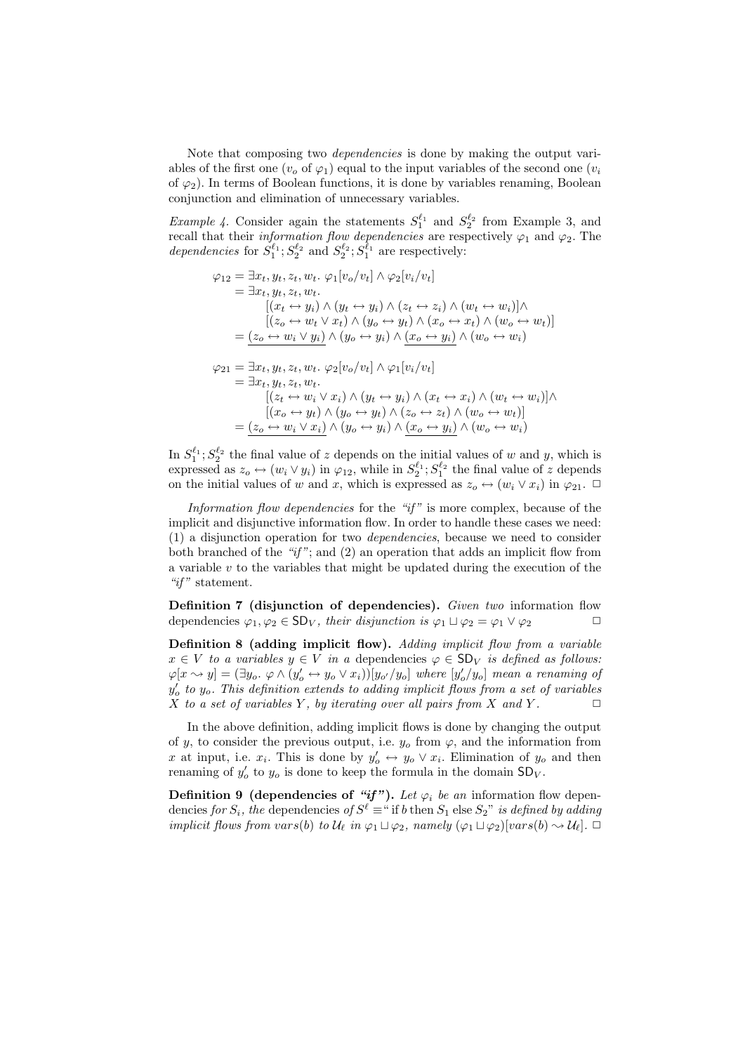Note that composing two *dependencies* is done by making the output variables of the first one ($v_o$ of $\varphi_1$) equal to the input variables of the second one ($v_i$ of $\varphi_2$). In terms of Boolean functions, it is done by variables renaming, Boolean conjunction and elimination of unnecessary variables.

*Example 4.* Consider again the statements $S_1^{\ell_1}$ and $S_2^{\ell_2}$ from Example 3, and recall that their *information flow dependencies* are respectively $\varphi_1$ and $\varphi_2$. The *dependencies* for $S_1^{\ell_1}; S_2^{\ell_2}$ and $S_2^{\ell_2}; S_1^{\ell_1}$ are respectively:

$$
\begin{aligned}
\varphi_{12} &= \exists x_t, y_t, z_t, w_t.\ \varphi_1[v_o/v_t] \wedge \varphi_2[v_i/v_t] \\
&= \exists x_t, y_t, z_t, w_t. \\
&\qquad [(x_t \leftrightarrow y_i) \wedge (y_t \leftrightarrow y_i) \wedge (z_t \leftrightarrow z_i) \wedge (w_t \leftrightarrow w_i)] \wedge \\
&\qquad [(z_o \leftrightarrow w_t \vee x_t) \wedge (y_o \leftrightarrow y_t) \wedge (x_o \leftrightarrow x_t) \wedge (w_o \leftrightarrow w_t)] \\
&= \underline{(z_o \leftrightarrow w_i \vee y_i)} \wedge (y_o \leftrightarrow y_i) \wedge \underline{(x_o \leftrightarrow y_i)} \wedge (w_o \leftrightarrow w_i)
\end{aligned}
$$

$$
\begin{aligned}
\varphi_{21} &= \exists x_t, y_t, z_t, w_t.\ \varphi_2[v_o/v_t] \wedge \varphi_1[v_i/v_t] \\
&= \exists x_t, y_t, z_t, w_t. \\
&\qquad [(z_t \leftrightarrow w_i \vee x_i) \wedge (y_t \leftrightarrow y_i) \wedge (x_t \leftrightarrow x_i) \wedge (w_t \leftrightarrow w_i)] \wedge \\
&\qquad [(x_o \leftrightarrow y_t) \wedge (y_o \leftrightarrow y_t) \wedge (z_o \leftrightarrow z_t) \wedge (w_o \leftrightarrow w_t)] \\
&= \underline{(z_o \leftrightarrow w_i \vee x_i)} \wedge (y_o \leftrightarrow y_i) \wedge \underline{(x_o \leftrightarrow y_i)} \wedge (w_o \leftrightarrow w_i)
\end{aligned}
$$

In $S_1^{\ell_1}; S_2^{\ell_2}$ the final value of $z$ depends on the initial values of $w$ and $y$, which is expressed as $z_o \leftrightarrow (w_i \vee y_i)$ in $\varphi_{12}$, while in $S_2^{\ell_2}; S_1^{\ell_1}$ the final value of $z$ depends on the initial values of $w$ and $x$, which is expressed as $z_o \leftrightarrow (w_i \vee x_i)$ in $\varphi_{21}$. $\square$

*Information flow dependencies* for the *"if"* is more complex, because of the implicit and disjunctive information flow. In order to handle these cases we need: (1) a disjunction operation for two *dependencies*, because we need to consider both branched of the *"if"*; and (2) an operation that adds an implicit flow from a variable $v$ to the variables that might be updated during the execution of the *"if"* statement.

**Definition 7 (disjunction of dependencies).** *Given two* information flow dependencies $\varphi_1, \varphi_2 \in \mathsf{SD}_V$*, their disjunction is* $\varphi_1 \sqcup \varphi_2 = \varphi_1 \vee \varphi_2$ $\square$

**Definition 8 (adding implicit flow).** *Adding implicit flow from a variable* $x \in V$ *to a variables* $y \in V$ *in a* dependencies $\varphi \in \mathsf{SD}_V$ *is defined as follows:* $\varphi[x \rightsquigarrow y] = (\exists y_o.\ \varphi \wedge (y'_o \leftrightarrow y_o \vee x_i))[y_{o'}/y_o]$ *where* $[y'_o/y_o]$ *mean a renaming of* $y'_o$ *to* $y_o$*. This definition extends to adding implicit flows from a set of variables* $X$ *to a set of variables* $Y$*, by iterating over all pairs from* $X$ *and* $Y$*.* $\square$

In the above definition, adding implicit flows is done by changing the output of $y$, to consider the previous output, i.e. $y_o$ from $\varphi$, and the information from $x$ at input, i.e. $x_i$. This is done by $y'_o \leftrightarrow y_o \vee x_i$. Elimination of $y_o$ and then renaming of $y'_o$ to $y_o$ is done to keep the formula in the domain $\mathsf{SD}_V$.

**Definition 9 (dependencies of "if").** *Let* $\varphi_i$ *be an* information flow dependencies *for* $S_i$*, the* dependencies *of* $S^\ell \equiv$"if $b$ then $S_1$ else $S_2$" *is defined by adding implicit flows from* $vars(b)$ *to* $\mathcal{U}_\ell$ *in* $\varphi_1 \sqcup \varphi_2$*, namely* $(\varphi_1 \sqcup \varphi_2)[vars(b) \rightsquigarrow \mathcal{U}_\ell]$. $\square$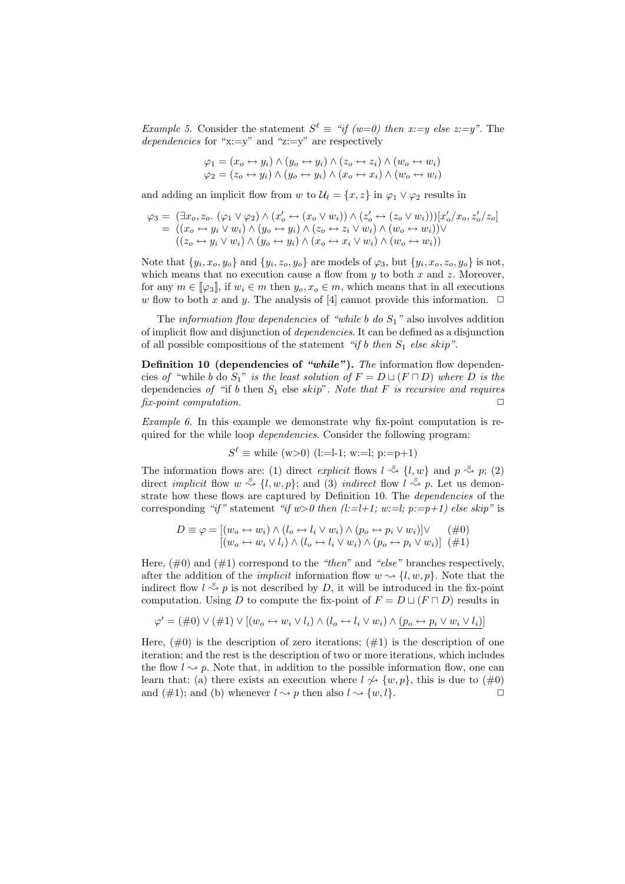*Example 5.* Consider the statement $S^\ell \equiv$ *"if (w=0) then x:=y else z:=y"*. The *dependencies* for "x:=y" and "z:=y" are respectively

$$\varphi_1 = (x_o \leftrightarrow y_i) \wedge (y_o \leftrightarrow y_i) \wedge (z_o \leftrightarrow z_i) \wedge (w_o \leftrightarrow w_i)$$
$$\varphi_2 = (z_o \leftrightarrow y_i) \wedge (y_o \leftrightarrow y_i) \wedge (x_o \leftrightarrow x_i) \wedge (w_o \leftrightarrow w_i)$$

and adding an implicit flow from $w$ to $\mathcal{U}_\ell = \{x, z\}$ in $\varphi_1 \vee \varphi_2$ results in

$$\begin{aligned}\varphi_3 = \;& (\exists x_o, z_o.\ (\varphi_1 \vee \varphi_2) \wedge (x'_o \leftrightarrow (x_o \vee w_i)) \wedge (z'_o \leftrightarrow (z_o \vee w_i)))[x'_o/x_o, z'_o/z_o] \\ = \;& ((x_o \leftrightarrow y_i \vee w_i) \wedge (y_o \leftrightarrow y_i) \wedge (z_o \leftrightarrow z_i \vee w_i) \wedge (w_o \leftrightarrow w_i)) \vee \\ & ((z_o \leftrightarrow y_i \vee w_i) \wedge (y_o \leftrightarrow y_i) \wedge (x_o \leftrightarrow x_i \vee w_i) \wedge (w_o \leftrightarrow w_i))\end{aligned}$$

Note that $\{y_i, x_o, y_o\}$ and $\{y_i, z_o, y_o\}$ are models of $\varphi_3$, but $\{y_i, x_o, z_o, y_o\}$ is not, which means that no execution cause a flow from $y$ to both $x$ and $z$. Moreover, for any $m \in [\![\varphi_3]\!]$, if $w_i \in m$ then $y_o, x_o \in m$, which means that in all executions $w$ flow to both $x$ and $y$. The analysis of [4] cannot provide this information. $\square$

The *information flow dependencies* of *"while b do $S_1$"* also involves addition of implicit flow and disjunction of *dependencies*. It can be defined as a disjunction of all possible compositions of the statement *"if b then $S_1$ else skip"*.

**Definition 10 (dependencies of *"while"*).** *The* information flow dependencies *of* "while b do $S_1$" *is the least solution of $F = D \sqcup (F \sqcap D)$ where $D$ is the* dependencies *of* "if b then $S_1$ else *skip*"*. Note that $F$ is recursive and requires fix-point computation.* $\square$

*Example 6.* In this example we demonstrate why fix-point computation is required for the while loop *dependencies*. Consider the following program:

$$S^\ell \equiv \text{while (w>0) (l:=l-1; w:=l; p:=p+1)}$$

The information flows are: (1) direct *explicit* flows $l \overset{S}{\rightsquigarrow} \{l, w\}$ and $p \overset{S}{\rightsquigarrow} p$; (2) direct *implicit* flow $w \overset{S}{\rightsquigarrow} \{l, w, p\}$; and (3) *indirect* flow $l \overset{S}{\rightsquigarrow} p$. Let us demonstrate how these flows are captured by Definition 10. The *dependencies* of the corresponding *"if"* statement *"if w>0 then (l:=l+1; w:=l; p:=p+1) else skip"* is

$$\begin{aligned}D \equiv \varphi = \;& [(w_o \leftrightarrow w_i) \wedge (l_o \leftrightarrow l_i \vee w_i) \wedge (p_o \leftrightarrow p_i \vee w_i)] \vee \quad (\#0) \\ & [(w_o \leftrightarrow w_i \vee l_i) \wedge (l_o \leftrightarrow l_i \vee w_i) \wedge (p_o \leftrightarrow p_i \vee w_i)] \quad (\#1)\end{aligned}$$

Here, (#0) and (#1) correspond to the *"then"* and *"else"* branches respectively, after the addition of the *implicit* information flow $w \rightsquigarrow \{l, w, p\}$. Note that the indirect flow $l \overset{S}{\rightsquigarrow} p$ is not described by $D$, it will be introduced in the fix-point computation. Using $D$ to compute the fix-point of $F = D \sqcup (F \sqcap D)$ results in

$$\varphi' = (\#0) \vee (\#1) \vee [(w_o \leftrightarrow w_i \vee l_i) \wedge (l_o \leftrightarrow l_i \vee w_i) \wedge \underline{(p_o \leftrightarrow p_i \vee w_i \vee l_i)}]$$

Here, (#0) is the description of zero iterations; (#1) is the description of one iteration; and the rest is the description of two or more iterations, which includes the flow $l \rightsquigarrow p$. Note that, in addition to the possible information flow, one can learn that: (a) there exists an execution where $l \not\rightsquigarrow \{w, p\}$, this is due to (#0) and (#1); and (b) whenever $l \rightsquigarrow p$ then also $l \rightsquigarrow \{w, l\}$. $\square$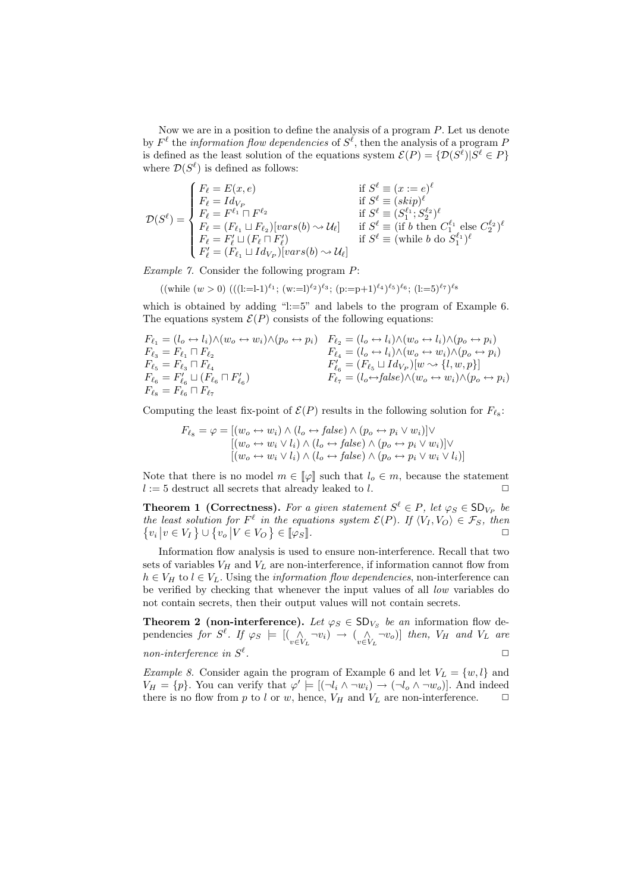Now we are in a position to define the analysis of a program $P$. Let us denote by $F^\ell$ the *information flow dependencies* of $S^\ell$, then the analysis of a program $P$ is defined as the least solution of the equations system $\mathcal{E}(P) = \{\mathcal{D}(S^\ell) | S^\ell \in P\}$ where $\mathcal{D}(S^\ell)$ is defined as follows:

$$\mathcal{D}(S^\ell) = \begin{cases} F_\ell = E(x, e) & \text{if } S^\ell \equiv (x := e)^\ell \\ F_\ell = Id_{V_P} & \text{if } S^\ell \equiv (skip)^\ell \\ F_\ell = F^{\ell_1} \sqcap F^{\ell_2} & \text{if } S^\ell \equiv (S_1^{\ell_1}; S_2^{\ell_2})^\ell \\ F_\ell = (F_{\ell_1} \sqcup F_{\ell_2})[vars(b) \rightsquigarrow \mathcal{U}_\ell] & \text{if } S^\ell \equiv (\text{if } b \text{ then } C_1^{\ell_1} \text{ else } C_2^{\ell_2})^\ell \\ F_\ell = F'_\ell \sqcup (F_\ell \sqcap F'_\ell) & \text{if } S^\ell \equiv (\text{while } b \text{ do } S_1^{\ell_1})^\ell \\ F'_\ell = (F_{\ell_1} \sqcup Id_{V_P})[vars(b) \rightsquigarrow \mathcal{U}_\ell] & \end{cases}$$

*Example 7.* Consider the following program $P$:

((while $(w > 0)$ (((l:=l-1)$^{\ell_1}$; (w:=l)$^{\ell_2}$)$^{\ell_3}$; (p:=p+1)$^{\ell_4}$)$^{\ell_5}$)$^{\ell_6}$; (l:=5)$^{\ell_7}$)$^{\ell_8}$

which is obtained by adding "l:=5" and labels to the program of Example 6. The equations system $\mathcal{E}(P)$ consists of the following equations:

$$\begin{array}{ll} F_{\ell_1} = (l_o \leftrightarrow l_i) \wedge (w_o \leftrightarrow w_i) \wedge (p_o \leftrightarrow p_i) & F_{\ell_2} = (l_o \leftrightarrow l_i) \wedge (w_o \leftrightarrow l_i) \wedge (p_o \leftrightarrow p_i) \\ F_{\ell_3} = F_{\ell_1} \sqcap F_{\ell_2} & F_{\ell_4} = (l_o \leftrightarrow l_i) \wedge (w_o \leftrightarrow w_i) \wedge (p_o \leftrightarrow p_i) \\ F_{\ell_5} = F_{\ell_3} \sqcap F_{\ell_4} & F'_{\ell_6} = (F_{\ell_5} \sqcup Id_{V_P})[w \rightsquigarrow \{l, w, p\}] \\ F_{\ell_6} = F'_{\ell_6} \sqcup (F_{\ell_6} \sqcap F'_{\ell_6}) & F_{\ell_7} = (l_o \leftrightarrow \mathit{false}) \wedge (w_o \leftrightarrow w_i) \wedge (p_o \leftrightarrow p_i) \\ F_{\ell_8} = F_{\ell_6} \sqcap F_{\ell_7} & \end{array}$$

Computing the least fix-point of $\mathcal{E}(P)$ results in the following solution for $F_{\ell_8}$:

$$\begin{aligned} F_{\ell_8} = \varphi = {} & [(w_o \leftrightarrow w_i) \wedge (l_o \leftrightarrow \mathit{false}) \wedge (p_o \leftrightarrow p_i \vee w_i)] \vee \\ & [(w_o \leftrightarrow w_i \vee l_i) \wedge (l_o \leftrightarrow \mathit{false}) \wedge (p_o \leftrightarrow p_i \vee w_i)] \vee \\ & [(w_o \leftrightarrow w_i \vee l_i) \wedge (l_o \leftrightarrow \mathit{false}) \wedge (p_o \leftrightarrow p_i \vee w_i \vee l_i)] \end{aligned}$$

Note that there is no model $m \in [\![\varphi]\!]$ such that $l_o \in m$, because the statement $l := 5$ destruct all secrets that already leaked to $l$. $\square$

**Theorem 1 (Correctness).** *For a given statement $S^\ell \in P$, let $\varphi_S \in \mathsf{SD}_{V_P}$ be the least solution for $F^\ell$ in the equations system $\mathcal{E}(P)$. If $\langle V_I, V_O \rangle \in \mathcal{F}_S$, then $\{v_i \,|\, v \in V_I\} \cup \{v_o \,|\, V \in V_O\} \in [\![\varphi_S]\!]$.* $\square$

Information flow analysis is used to ensure non-interference. Recall that two sets of variables $V_H$ and $V_L$ are non-interference, if information cannot flow from $h \in V_H$ to $l \in V_L$. Using the *information flow dependencies*, non-interference can be verified by checking that whenever the input values of all *low* variables do not contain secrets, then their output values will not contain secrets.

**Theorem 2 (non-interference).** *Let $\varphi_S \in \mathsf{SD}_{V_S}$ be an* information flow dependencies *for $S^\ell$. If $\varphi_S \models [(\bigwedge_{v \in V_L} \neg v_i) \rightarrow (\bigwedge_{v \in V_L} \neg v_o)]$ then, $V_H$ and $V_L$ are non-interference in $S^\ell$.* $\square$

*Example 8.* Consider again the program of Example 6 and let $V_L = \{w, l\}$ and $V_H = \{p\}$. You can verify that $\varphi' \models [(\neg l_i \wedge \neg w_i) \rightarrow (\neg l_o \wedge \neg w_o)]$. And indeed there is no flow from $p$ to $l$ or $w$, hence, $V_H$ and $V_L$ are non-interference. $\square$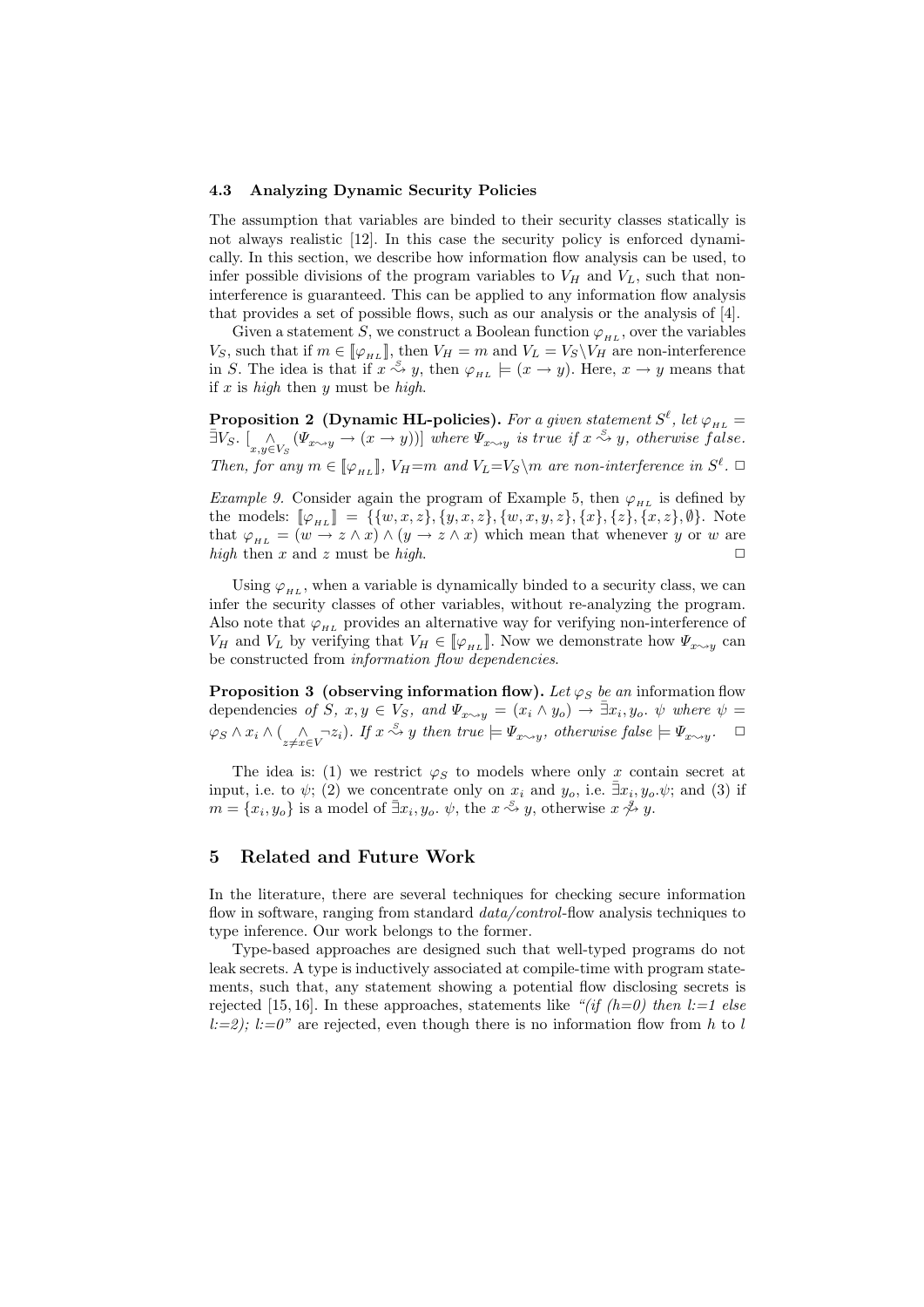### 4.3 Analyzing Dynamic Security Policies

The assumption that variables are binded to their security classes statically is not always realistic [12]. In this case the security policy is enforced dynamically. In this section, we describe how information flow analysis can be used, to infer possible divisions of the program variables to $V_H$ and $V_L$, such that non-interference is guaranteed. This can be applied to any information flow analysis that provides a set of possible flows, such as our analysis or the analysis of [4].

Given a statement $S$, we construct a Boolean function $\varphi_{_{HL}}$, over the variables $V_S$, such that if $m \in [\![\varphi_{_{HL}}]\!]$, then $V_H = m$ and $V_L = V_S \backslash V_H$ are non-interference in $S$. The idea is that if $x \overset{S}{\rightsquigarrow} y$, then $\varphi_{_{HL}} \models (x \rightarrow y)$. Here, $x \rightarrow y$ means that if $x$ is *high* then $y$ must be *high*.

**Proposition 2 (Dynamic HL-policies).** *For a given statement $S^\ell$, let $\varphi_{_{HL}} = \bar{\exists} V_S.\ [\bigwedge_{x,y \in V_S} (\Psi_{x \rightsquigarrow y} \rightarrow (x \rightarrow y))]$ where $\Psi_{x \rightsquigarrow y}$ is true if $x \overset{S}{\rightsquigarrow} y$, otherwise false. Then, for any $m \in [\![\varphi_{_{HL}}]\!]$, $V_H{=}m$ and $V_L{=}V_S \backslash m$ are non-interference in $S^\ell$.* □

*Example 9.* Consider again the program of Example 5, then $\varphi_{_{HL}}$ is defined by the models: $[\![\varphi_{_{HL}}]\!] = \{\{w,x,z\},\{y,x,z\},\{w,x,y,z\},\{x\},\{z\},\{x,z\},\emptyset\}$. Note that $\varphi_{_{HL}} = (w \rightarrow z \wedge x) \wedge (y \rightarrow z \wedge x)$ which mean that whenever $y$ or $w$ are *high* then $x$ and $z$ must be *high*. □

Using $\varphi_{_{HL}}$, when a variable is dynamically binded to a security class, we can infer the security classes of other variables, without re-analyzing the program. Also note that $\varphi_{_{HL}}$ provides an alternative way for verifying non-interference of $V_H$ and $V_L$ by verifying that $V_H \in [\![\varphi_{_{HL}}]\!]$. Now we demonstrate how $\Psi_{x \rightsquigarrow y}$ can be constructed from *information flow dependencies*.

**Proposition 3 (observing information flow).** *Let $\varphi_S$ be an* information flow dependencies *of $S$, $x, y \in V_S$, and $\Psi_{x \rightsquigarrow y} = (x_i \wedge y_o) \rightarrow \bar{\exists} x_i, y_o.\ \psi$ where $\psi = \varphi_S \wedge x_i \wedge (\bigwedge_{z \neq x \in V} \neg z_i)$. If $x \overset{S}{\rightsquigarrow} y$ then true $\models \Psi_{x \rightsquigarrow y}$, otherwise false $\models \Psi_{x \rightsquigarrow y}$.* □

The idea is: (1) we restrict $\varphi_S$ to models where only $x$ contain secret at input, i.e. to $\psi$; (2) we concentrate only on $x_i$ and $y_o$, i.e. $\bar{\exists} x_i, y_o.\psi$; and (3) if $m = \{x_i, y_o\}$ is a model of $\bar{\exists} x_i, y_o.\ \psi$, the $x \overset{S}{\rightsquigarrow} y$, otherwise $x \overset{S}{\not\rightsquigarrow} y$.

## 5 Related and Future Work

In the literature, there are several techniques for checking secure information flow in software, ranging from standard *data/control*-flow analysis techniques to type inference. Our work belongs to the former.

Type-based approaches are designed such that well-typed programs do not leak secrets. A type is inductively associated at compile-time with program statements, such that, any statement showing a potential flow disclosing secrets is rejected [15, 16]. In these approaches, statements like *"(if (h=0) then l:=1 else l:=2); l:=0"* are rejected, even though there is no information flow from $h$ to $l$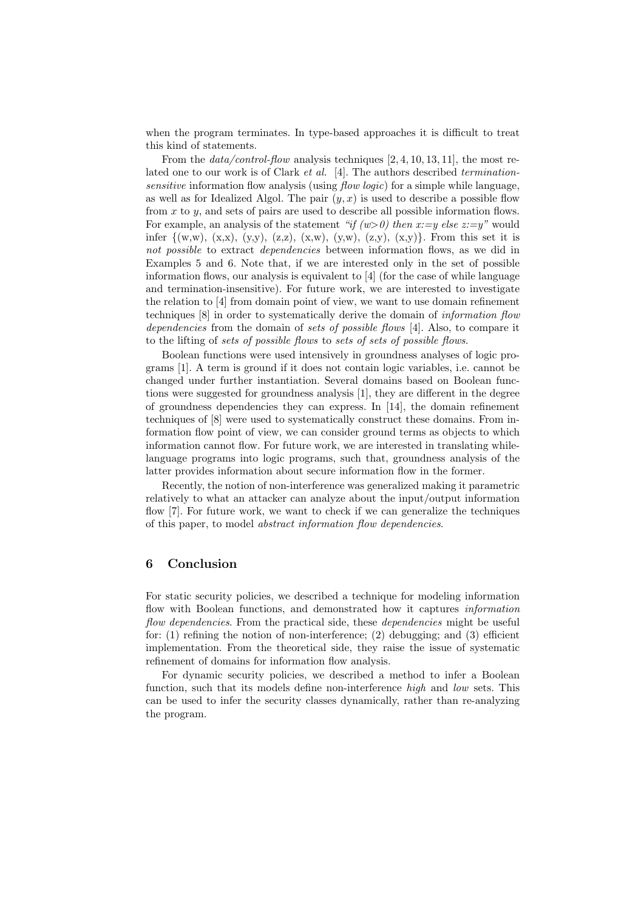when the program terminates. In type-based approaches it is difficult to treat this kind of statements.

From the *data/control-flow* analysis techniques [2, 4, 10, 13, 11], the most related one to our work is of Clark *et al.* [4]. The authors described *termination-sensitive* information flow analysis (using *flow logic*) for a simple while language, as well as for Idealized Algol. The pair $(y, x)$ is used to describe a possible flow from $x$ to $y$, and sets of pairs are used to describe all possible information flows. For example, an analysis of the statement *"if (w>0) then x:=y else z:=y"* would infer {(w,w), (x,x), (y,y), (z,z), (x,w), (y,w), (z,y), (x,y)}. From this set it is *not possible* to extract *dependencies* between information flows, as we did in Examples 5 and 6. Note that, if we are interested only in the set of possible information flows, our analysis is equivalent to [4] (for the case of while language and termination-insensitive). For future work, we are interested to investigate the relation to [4] from domain point of view, we want to use domain refinement techniques [8] in order to systematically derive the domain of *information flow dependencies* from the domain of *sets of possible flows* [4]. Also, to compare it to the lifting of *sets of possible flows* to *sets of sets of possible flows*.

Boolean functions were used intensively in groundness analyses of logic programs [1]. A term is ground if it does not contain logic variables, i.e. cannot be changed under further instantiation. Several domains based on Boolean functions were suggested for groundness analysis [1], they are different in the degree of groundness dependencies they can express. In [14], the domain refinement techniques of [8] were used to systematically construct these domains. From information flow point of view, we can consider ground terms as objects to which information cannot flow. For future work, we are interested in translating while-language programs into logic programs, such that, groundness analysis of the latter provides information about secure information flow in the former.

Recently, the notion of non-interference was generalized making it parametric relatively to what an attacker can analyze about the input/output information flow [7]. For future work, we want to check if we can generalize the techniques of this paper, to model *abstract information flow dependencies*.

## 6 Conclusion

For static security policies, we described a technique for modeling information flow with Boolean functions, and demonstrated how it captures *information flow dependencies*. From the practical side, these *dependencies* might be useful for: (1) refining the notion of non-interference; (2) debugging; and (3) efficient implementation. From the theoretical side, they raise the issue of systematic refinement of domains for information flow analysis.

For dynamic security policies, we described a method to infer a Boolean function, such that its models define non-interference *high* and *low* sets. This can be used to infer the security classes dynamically, rather than re-analyzing the program.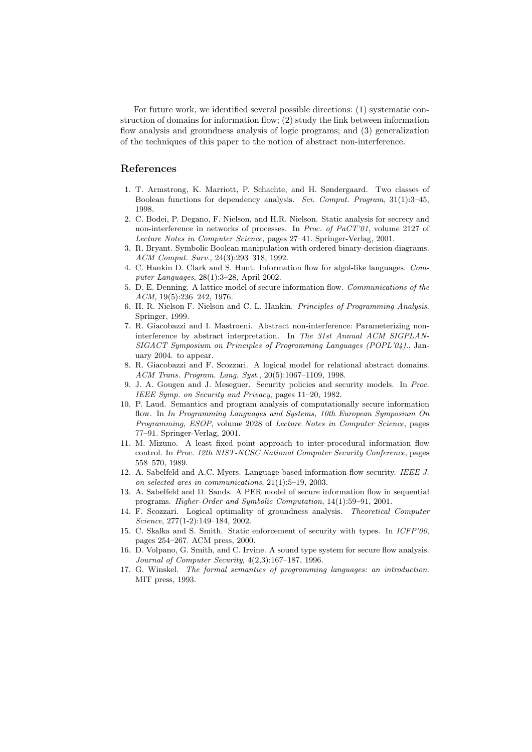For future work, we identified several possible directions: (1) systematic construction of domains for information flow; (2) study the link between information flow analysis and groundness analysis of logic programs; and (3) generalization of the techniques of this paper to the notion of abstract non-interference.

## References

1. T. Armstrong, K. Marriott, P. Schachte, and H. Søndergaard. Two classes of Boolean functions for dependency analysis. *Sci. Comput. Program*, 31(1):3–45, 1998.
2. C. Bodei, P. Degano, F. Nielson, and H.R. Nielson. Static analysis for secrecy and non-interference in networks of processes. In *Proc. of PaCT'01*, volume 2127 of *Lecture Notes in Computer Science*, pages 27–41. Springer-Verlag, 2001.
3. R. Bryant. Symbolic Boolean manipulation with ordered binary-decision diagrams. *ACM Comput. Surv.*, 24(3):293–318, 1992.
4. C. Hankin D. Clark and S. Hunt. Information flow for algol-like languages. *Computer Languages*, 28(1):3–28, April 2002.
5. D. E. Denning. A lattice model of secure information flow. *Communications of the ACM*, 19(5):236–242, 1976.
6. H. R. Nielson F. Nielson and C. L. Hankin. *Principles of Programming Analysis*. Springer, 1999.
7. R. Giacobazzi and I. Mastroeni. Abstract non-interference: Parameterizing non-interference by abstract interpretation. In *The 31st Annual ACM SIGPLAN-SIGACT Symposium on Principles of Programming Languages (POPL'04).*, January 2004. to appear.
8. R. Giacobazzi and F. Scozzari. A logical model for relational abstract domains. *ACM Trans. Program. Lang. Syst.*, 20(5):1067–1109, 1998.
9. J. A. Gougen and J. Meseguer. Security policies and security models. In *Proc. IEEE Symp. on Security and Privacy*, pages 11–20, 1982.
10. P. Laud. Semantics and program analysis of computationally secure information flow. In *In Programming Languages and Systems, 10th European Symposium On Programming, ESOP*, volume 2028 of *Lecture Notes in Computer Science*, pages 77–91. Springer-Verlag, 2001.
11. M. Mizuno. A least fixed point approach to inter-procedural information flow control. In *Proc. 12th NIST-NCSC National Computer Security Conference*, pages 558–570, 1989.
12. A. Sabelfeld and A.C. Myers. Language-based information-flow security. *IEEE J. on selected ares in communications*, 21(1):5–19, 2003.
13. A. Sabelfeld and D. Sands. A PER model of secure information flow in sequential programs. *Higher-Order and Symbolic Computation*, 14(1):59–91, 2001.
14. F. Scozzari. Logical optimality of groundness analysis. *Theoretical Computer Science*, 277(1-2):149–184, 2002.
15. C. Skalka and S. Smith. Static enforcement of security with types. In *ICFP'00*, pages 254–267. ACM press, 2000.
16. D. Volpano, G. Smith, and C. Irvine. A sound type system for secure flow analysis. *Journal of Computer Security*, 4(2,3):167–187, 1996.
17. G. Winskel. *The formal semantics of programming languages: an introduction*. MIT press, 1993.